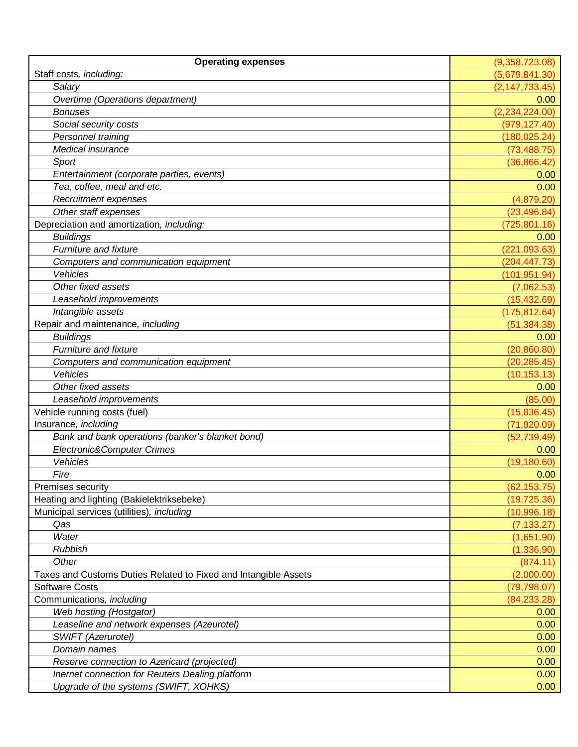| **Operating expenses** | (9,358,723.08) |
| --- | --- |
| Staff costs, *including:* | (5,679,841.30) |
| *Salary* | (2,147,733.45) |
| *Overtime (Operations department)* | 0.00 |
| *Bonuses* | (2,234,224.00) |
| *Social security costs* | (979,127.40) |
| *Personnel training* | (180,025.24) |
| *Medical insurance* | (73,488.75) |
| *Sport* | (36,866.42) |
| *Entertainment (corporate parties, events)* | 0.00 |
| *Tea, coffee, meal and etc.* | 0.00 |
| *Recruitment expenses* | (4,879.20) |
| *Other staff expenses* | (23,496.84) |
| Depreciation and amortization, *including:* | (725,801.16) |
| *Buildings* | 0.00 |
| *Furniture and fixture* | (221,093.63) |
| *Computers and communication equipment* | (204,447.73) |
| *Vehicles* | (101,951.94) |
| *Other fixed assets* | (7,062.53) |
| *Leasehold improvements* | (15,432.69) |
| *Intangible assets* | (175,812.64) |
| Repair and maintenance, *including* | (51,384.38) |
| *Buildings* | 0.00 |
| *Furniture and fixture* | (20,860.80) |
| *Computers and communication equipment* | (20,285.45) |
| *Vehicles* | (10,153.13) |
| *Other fixed assets* | 0.00 |
| *Leasehold improvements* | (85.00) |
| Vehicle running costs (fuel) | (15,836.45) |
| Insurance, *including* | (71,920.09) |
| *Bank and bank operations (banker's blanket bond)* | (52,739.49) |
| *Electronic&Computer Crimes* | 0.00 |
| *Vehicles* | (19,180.60) |
| *Fire* | 0.00 |
| Premises security | (62,153.75) |
| Heating and lighting (Bakielektriksebeke) | (19,725.36) |
| Municipal services (utilities), *including* | (10,996.18) |
| *Qas* | (7,133.27) |
| *Water* | (1,651.90) |
| *Rubbish* | (1,336.90) |
| *Other* | (874.11) |
| Taxes and Customs Duties Related to Fixed and Intangible Assets | (2,000.00) |
| Software Costs | (79,798.07) |
| Communications, *including* | (84,233.28) |
| *Web hosting (Hostgator)* | 0.00 |
| *Leaseline and network expenses (Azeurotel)* | 0.00 |
| *SWIFT (Azerurotel)* | 0.00 |
| *Domain names* | 0.00 |
| *Reserve connection to Azericard (projected)* | 0.00 |
| *Inernet connection for Reuters Dealing platform* | 0.00 |
| *Upgrade of the systems (SWIFT, XOHKS)* | 0.00 |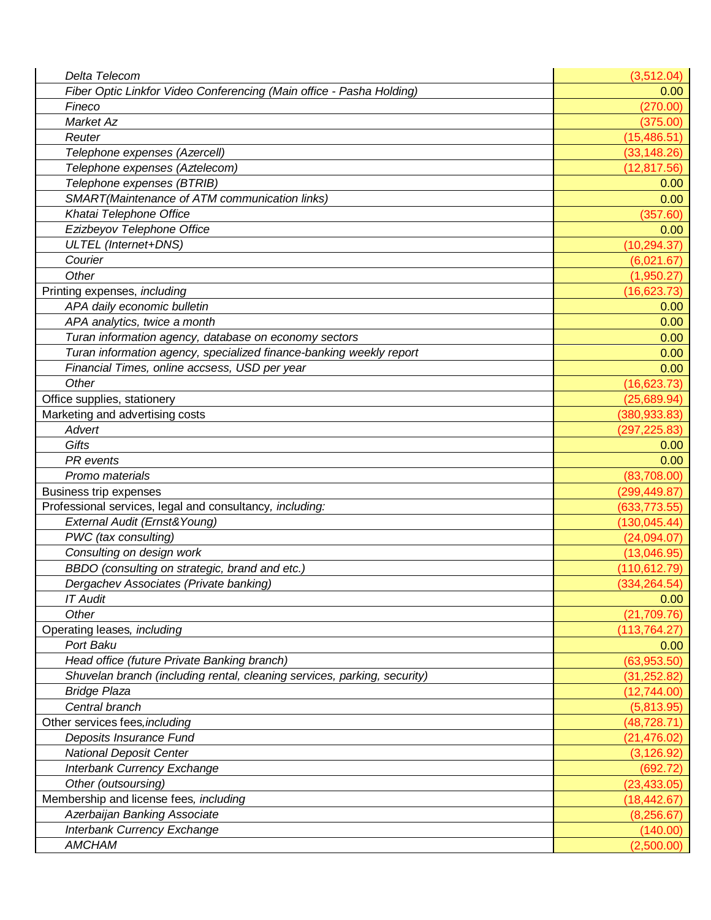| | |
|---|---|
| *Delta Telecom* | (3,512.04) |
| *Fiber Optic Linkfor Video Conferencing (Main office - Pasha Holding)* | 0.00 |
| *Fineco* | (270.00) |
| *Market Az* | (375.00) |
| *Reuter* | (15,486.51) |
| *Telephone expenses (Azercell)* | (33,148.26) |
| *Telephone expenses (Aztelecom)* | (12,817.56) |
| *Telephone expenses (BTRIB)* | 0.00 |
| *SMART(Maintenance of ATM communication links)* | 0.00 |
| *Khatai Telephone Office* | (357.60) |
| *Ezizbeyov Telephone Office* | 0.00 |
| *ULTEL (Internet+DNS)* | (10,294.37) |
| *Courier* | (6,021.67) |
| *Other* | (1,950.27) |
| Printing expenses, *including* | (16,623.73) |
| *APA daily economic bulletin* | 0.00 |
| *APA analytics, twice a month* | 0.00 |
| *Turan information agency, database on economy sectors* | 0.00 |
| *Turan information agency, specialized finance-banking weekly report* | 0.00 |
| *Financial Times, online accsess, USD per year* | 0.00 |
| *Other* | (16,623.73) |
| Office supplies, stationery | (25,689.94) |
| Marketing and advertising costs | (380,933.83) |
| *Advert* | (297,225.83) |
| *Gifts* | 0.00 |
| *PR events* | 0.00 |
| *Promo materials* | (83,708.00) |
| Business trip expenses | (299,449.87) |
| Professional services, legal and consultancy, *including:* | (633,773.55) |
| *External Audit (Ernst&Young)* | (130,045.44) |
| *PWC (tax consulting)* | (24,094.07) |
| *Consulting on design work* | (13,046.95) |
| *BBDO (consulting on strategic, brand and etc.)* | (110,612.79) |
| *Dergachev Associates (Private banking)* | (334,264.54) |
| *IT Audit* | 0.00 |
| *Other* | (21,709.76) |
| Operating leases, *including* | (113,764.27) |
| *Port Baku* | 0.00 |
| *Head office (future Private Banking branch)* | (63,953.50) |
| *Shuvelan branch (including rental, cleaning services, parking, security)* | (31,252.82) |
| *Bridge Plaza* | (12,744.00) |
| *Central branch* | (5,813.95) |
| Other services fees,*including* | (48,728.71) |
| *Deposits Insurance Fund* | (21,476.02) |
| *National Deposit Center* | (3,126.92) |
| *Interbank Currency Exchange* | (692.72) |
| *Other (outsoursing)* | (23,433.05) |
| Membership and license fees, *including* | (18,442.67) |
| *Azerbaijan Banking Associate* | (8,256.67) |
| *Interbank Currency Exchange* | (140.00) |
| *AMCHAM* | (2,500.00) |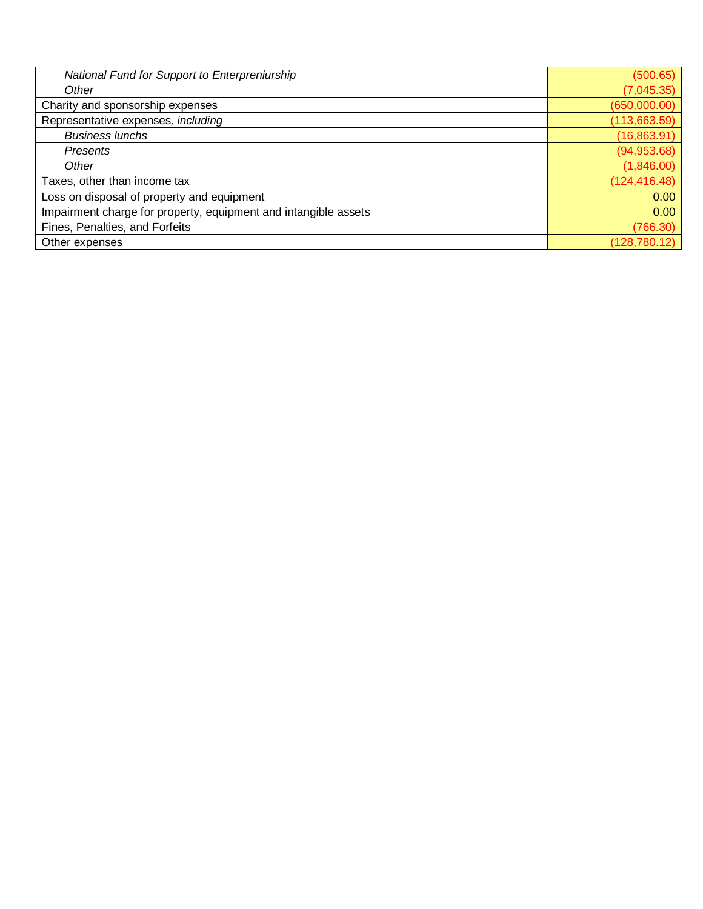| | |
|---|---|
| *National Fund for Support to Enterpreniurship* | (500.65) |
| *Other* | (7,045.35) |
| Charity and sponsorship expenses | (650,000.00) |
| Representative expenses, *including* | (113,663.59) |
| *Business lunchs* | (16,863.91) |
| *Presents* | (94,953.68) |
| *Other* | (1,846.00) |
| Taxes, other than income tax | (124,416.48) |
| Loss on disposal of property and equipment | 0.00 |
| Impairment charge for property, equipment and intangible assets | 0.00 |
| Fines, Penalties, and Forfeits | (766.30) |
| Other expenses | (128,780.12) |